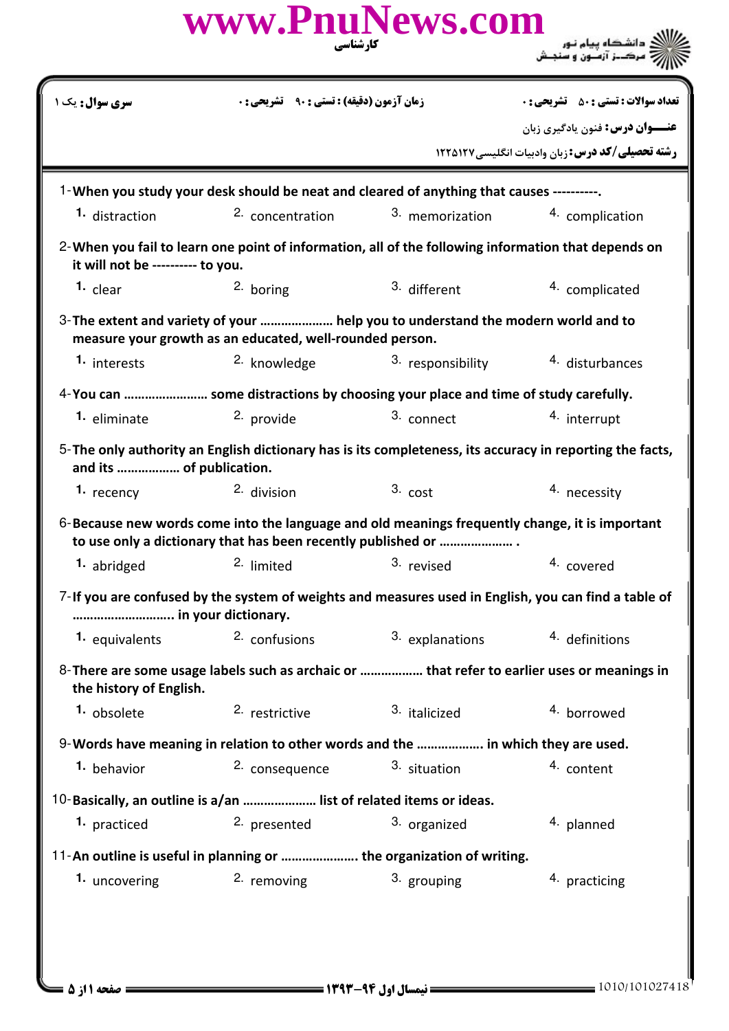www.PnuNews.com

کارشناسی

دانشگاه پیام نور
مرکز آزمون و سنجش

| سری سوال: یک ۱ | زمان آزمون (دقیقه) : تستی : ۹۰ تشریحی : ۰ | تعداد سوالات : تستی : ۵۰ تشریحی : ۰ |
|---|---|---|

عنـــوان درس: فنون یادگیری زبان

رشته تحصیلی/کد درس: زبان وادبیات انگلیسی ۱۲۲۵۱۲۷

1-**When you study your desk should be neat and cleared of anything that causes ----------.**

1. distraction 2. concentration 3. memorization 4. complication

2-**When you fail to learn one point of information, all of the following information that depends on it will not be ---------- to you.**

1. clear 2. boring 3. different 4. complicated

3-**The extent and variety of your ………………… help you to understand the modern world and to measure your growth as an educated, well-rounded person.**

1. interests 2. knowledge 3. responsibility 4. disturbances

4-**You can …………………… some distractions by choosing your place and time of study carefully.**

1. eliminate 2. provide 3. connect 4. interrupt

5-**The only authority an English dictionary has is its completeness, its accuracy in reporting the facts, and its ……………… of publication.**

1. recency 2. division 3. cost 4. necessity

6-**Because new words come into the language and old meanings frequently change, it is important to use only a dictionary that has been recently published or ………………… .**

1. abridged 2. limited 3. revised 4. covered

7-**If you are confused by the system of weights and measures used in English, you can find a table of ……………………… in your dictionary.**

1. equivalents 2. confusions 3. explanations 4. definitions

8-**There are some usage labels such as archaic or ……………… that refer to earlier uses or meanings in the history of English.**

1. obsolete 2. restrictive 3. italicized 4. borrowed

9-**Words have meaning in relation to other words and the ………………. in which they are used.**

1. behavior 2. consequence 3. situation 4. content

10-**Basically, an outline is a/an ………………… list of related items or ideas.**

1. practiced 2. presented 3. organized 4. planned

11-**An outline is useful in planning or …………………. the organization of writing.**

1. uncovering 2. removing 3. grouping 4. practicing

نیمسال اول ۹۴-۱۳۹۳

1010/101027418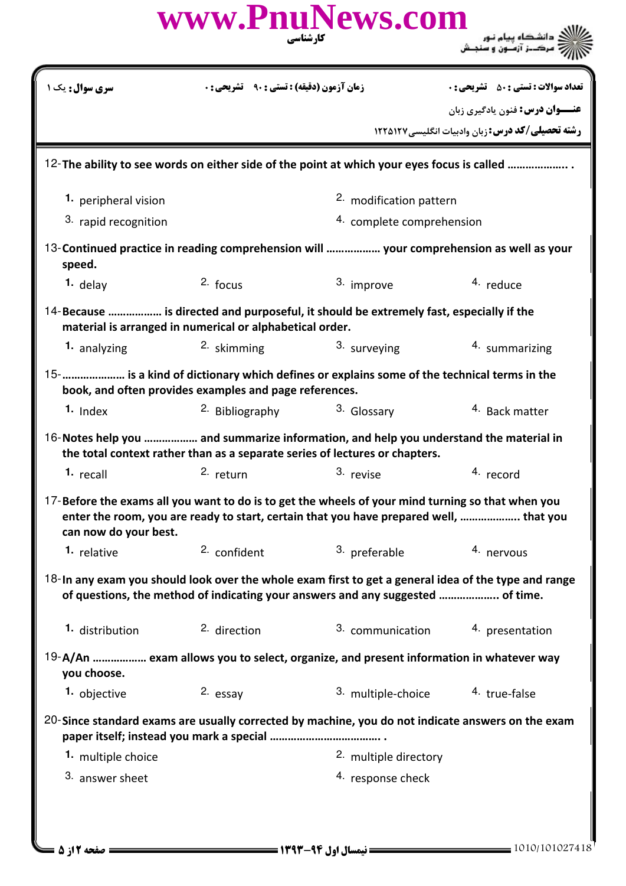| سری سوال: یک ۱ | زمان آزمون (دقیقه) : تستی : ۹۰ تشریحی : ۰ | تعداد سوالات : تستی : ۵۰ تشریحی : ۰ |
| --- | --- | --- |

**عنـــوان درس:** فنون یادگیری زبان

**رشته تحصیلی/کد درس:** زبان وادبیات انگلیسی ۱۲۲۵۱۲۷

12- **The ability to see words on either side of the point at which your eyes focus is called ……………….. .**

1. peripheral vision
2. modification pattern
3. rapid recognition
4. complete comprehension

13- **Continued practice in reading comprehension will …………….. your comprehension as well as your speed.**

1. delay
2. focus
3. improve
4. reduce

14- **Because …………….. is directed and purposeful, it should be extremely fast, especially if the material is arranged in numerical or alphabetical order.**

1. analyzing
2. skimming
3. surveying
4. summarizing

15- **……………….. is a kind of dictionary which defines or explains some of the technical terms in the book, and often provides examples and page references.**

1. Index
2. Bibliography
3. Glossary
4. Back matter

16- **Notes help you …………….. and summarize information, and help you understand the material in the total context rather than as a separate series of lectures or chapters.**

1. recall
2. return
3. revise
4. record

17- **Before the exams all you want to do is to get the wheels of your mind turning so that when you enter the room, you are ready to start, certain that you have prepared well, ……………….. that you can now do your best.**

1. relative
2. confident
3. preferable
4. nervous

18- **In any exam you should look over the whole exam first to get a general idea of the type and range of questions, the method of indicating your answers and any suggested ……………….. of time.**

1. distribution
2. direction
3. communication
4. presentation

19- **A/An …………….. exam allows you to select, organize, and present information in whatever way you choose.**

1. objective
2. essay
3. multiple-choice
4. true-false

20- **Since standard exams are usually corrected by machine, you do not indicate answers on the exam paper itself; instead you mark a special ……………………………. .**

1. multiple choice
2. multiple directory
3. answer sheet
4. response check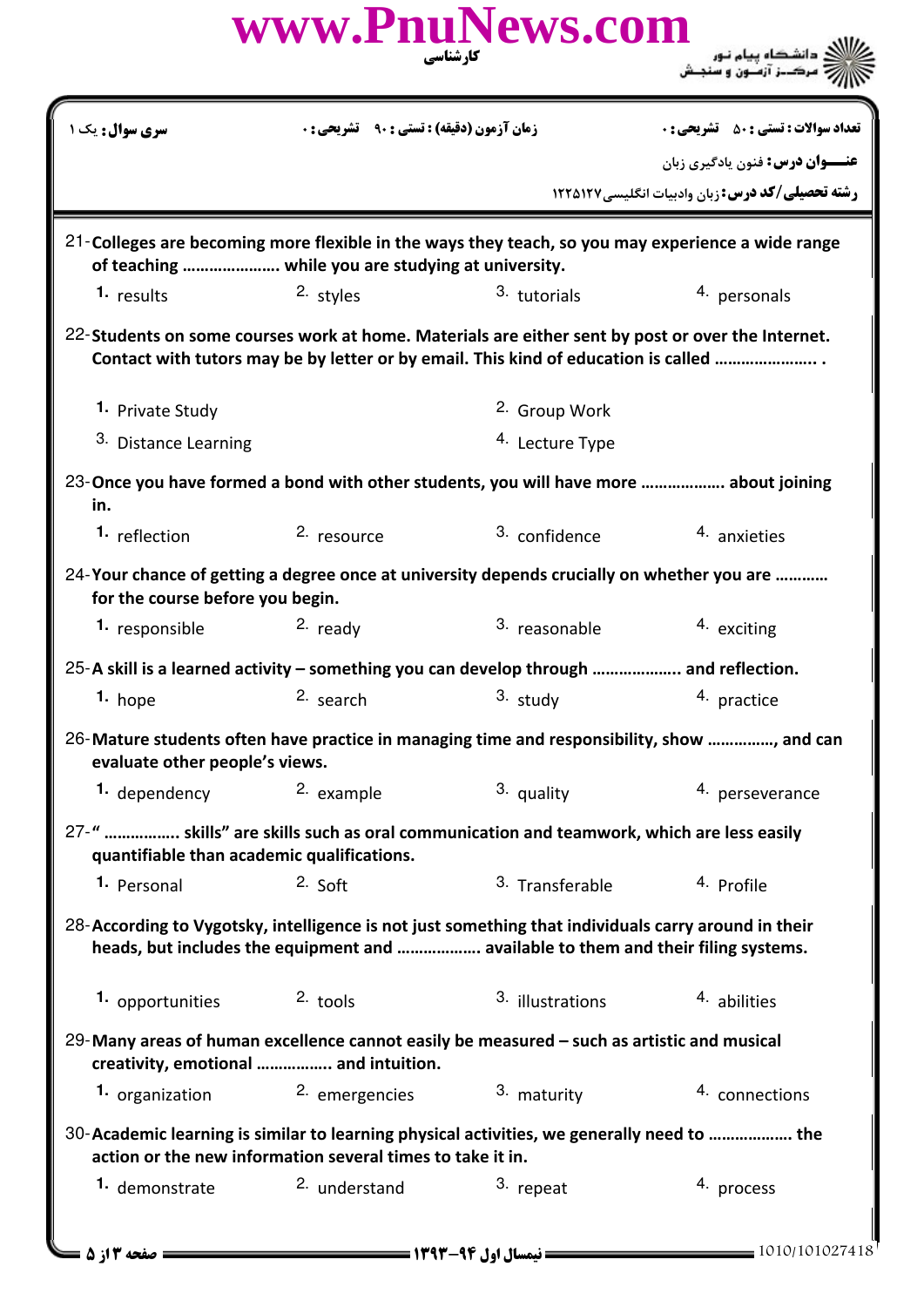| سری سوال: یک ۱ | زمان آزمون (دقیقه) : تستی : ۹۰ تشریحی : ۰ | تعداد سوالات : تستی : ۵۰ تشریحی : ۰ |
| --- | --- | --- |

**عنـــوان درس:** فنون یادگیری زبان

**رشته تحصیلی/کد درس:** زبان وادبیات انگلیسی۱۲۲۵۱۲۷

21- **Colleges are becoming more flexible in the ways they teach, so you may experience a wide range of teaching ………………… while you are studying at university.**

1. results
2. styles
3. tutorials
4. personals

22- **Students on some courses work at home. Materials are either sent by post or over the Internet. Contact with tutors may be by letter or by email. This kind of education is called ………………….. .**

1. Private Study
2. Group Work
3. Distance Learning
4. Lecture Type

23- **Once you have formed a bond with other students, you will have more ……………… about joining in.**

1. reflection
2. resource
3. confidence
4. anxieties

24- **Your chance of getting a degree once at university depends crucially on whether you are ………… for the course before you begin.**

1. responsible
2. ready
3. reasonable
4. exciting

25- **A skill is a learned activity – something you can develop through ……………….. and reflection.**

1. hope
2. search
3. study
4. practice

26- **Mature students often have practice in managing time and responsibility, show ……………, and can evaluate other people's views.**

1. dependency
2. example
3. quality
4. perseverance

27- **"…………….. skills" are skills such as oral communication and teamwork, which are less easily quantifiable than academic qualifications.**

1. Personal
2. Soft
3. Transferable
4. Profile

28- **According to Vygotsky, intelligence is not just something that individuals carry around in their heads, but includes the equipment and ……………… available to them and their filing systems.**

1. opportunities
2. tools
3. illustrations
4. abilities

29- **Many areas of human excellence cannot easily be measured – such as artistic and musical creativity, emotional …………….. and intuition.**

1. organization
2. emergencies
3. maturity
4. connections

30- **Academic learning is similar to learning physical activities, we generally need to ……………… the action or the new information several times to take it in.**

1. demonstrate
2. understand
3. repeat
4. process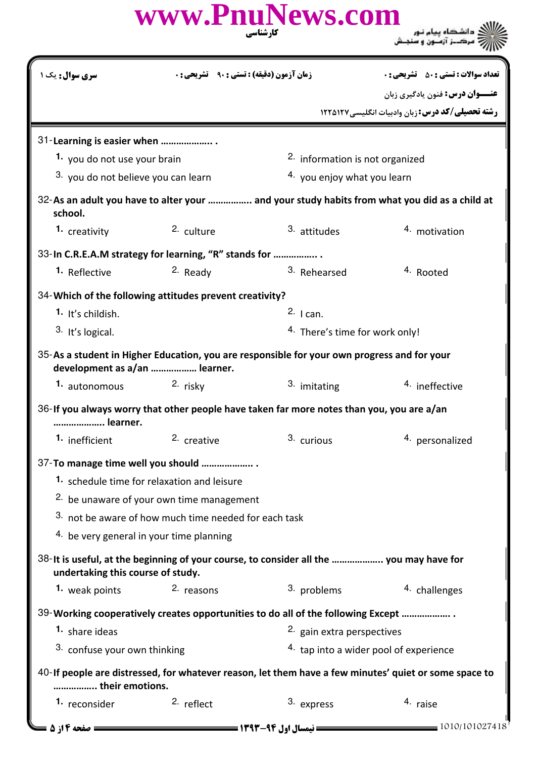| سری سوال: یک ۱ | زمان آزمون (دقیقه) : تستی : ۹۰ تشریحی : ۰ | تعداد سوالات : تستی : ۵۰ تشریحی : ۰ |
| --- | --- | --- |

**عنـــوان درس:** فنون یادگیری زبان

**رشته تحصیلی/کد درس:** زبان وادبیات انگلیسی ۱۲۲۵۱۲۷

31- **Learning is easier when ……………….. .**

1. you do not use your brain
2. information is not organized
3. you do not believe you can learn
4. you enjoy what you learn

32- **As an adult you have to alter your ……………. and your study habits from what you did as a child at school.**

1. creativity
2. culture
3. attitudes
4. motivation

33- **In C.R.E.A.M strategy for learning, "R" stands for …………….. .**

1. Reflective
2. Ready
3. Rehearsed
4. Rooted

34- **Which of the following attitudes prevent creativity?**

1. It's childish.
2. I can.
3. It's logical.
4. There's time for work only!

35- **As a student in Higher Education, you are responsible for your own progress and for your development as a/an ……………… learner.**

1. autonomous
2. risky
3. imitating
4. ineffective

36- **If you always worry that other people have taken far more notes than you, you are a/an ……………….. learner.**

1. inefficient
2. creative
3. curious
4. personalized

37- **To manage time well you should ……………….. .**

1. schedule time for relaxation and leisure
2. be unaware of your own time management
3. not be aware of how much time needed for each task
4. be very general in your time planning

38- **It is useful, at the beginning of your course, to consider all the ……………….. you may have for undertaking this course of study.**

1. weak points
2. reasons
3. problems
4. challenges

39- **Working cooperatively creates opportunities to do all of the following Except ………………. .**

1. share ideas
2. gain extra perspectives
3. confuse your own thinking
4. tap into a wider pool of experience

40- **If people are distressed, for whatever reason, let them have a few minutes' quiet or some space to ……………. their emotions.**

1. reconsider
2. reflect
3. express
4. raise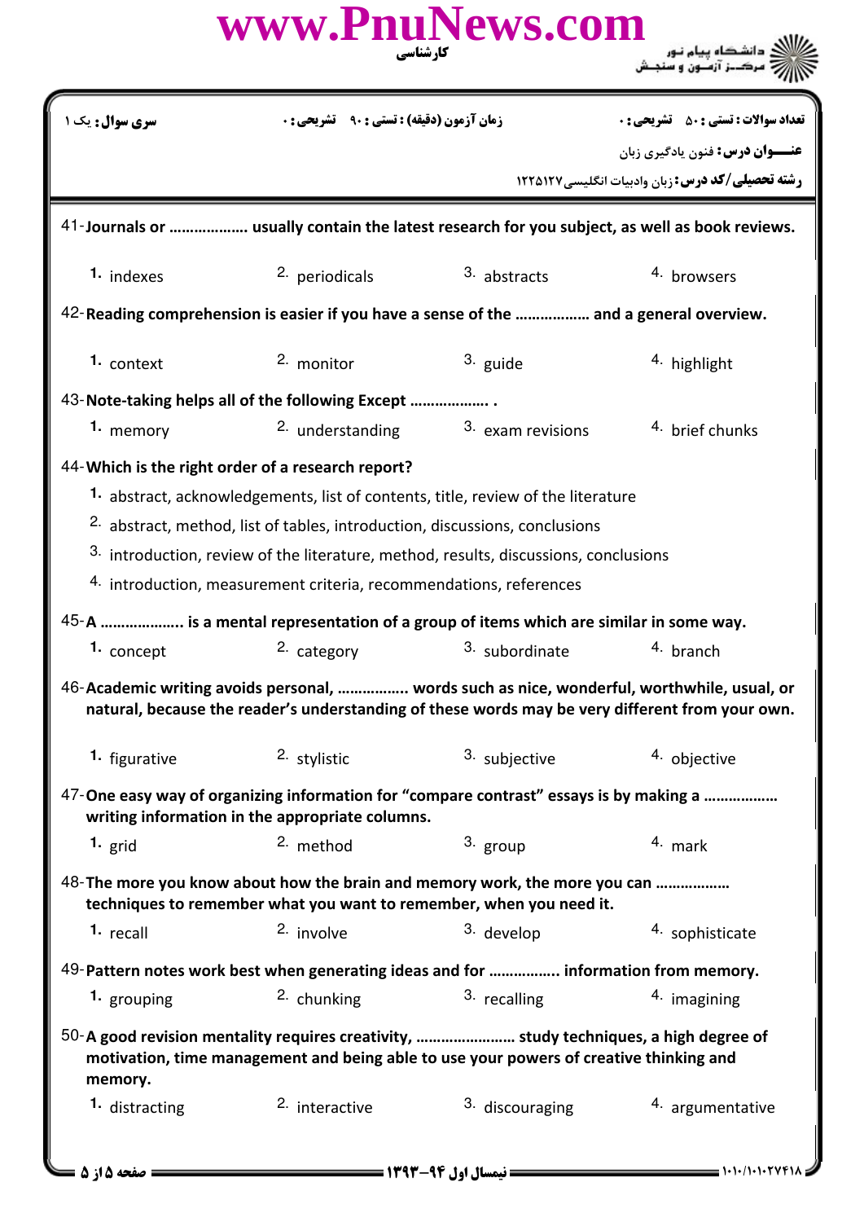www.PnuNews.com

کارشناسی

دانشگاه پیام نور
مرکز آزمون و سنجش

| سری سوال: یک ۱ | زمان آزمون (دقیقه) : تستی : ۹۰ تشریحی : ۰ | تعداد سوالات : تستی : ۵۰ تشریحی : ۰ |
|---|---|---|

**عنـــوان درس:** فنون یادگیری زبان

**رشته تحصیلی/کد درس:** زبان وادبیات انگلیسی ۱۲۲۵۱۲۷

41-**Journals or ……………… usually contain the latest research for you subject, as well as book reviews.**

1. indexes
2. periodicals
3. abstracts
4. browsers

42-**Reading comprehension is easier if you have a sense of the …………….. and a general overview.**

1. context
2. monitor
3. guide
4. highlight

43-**Note-taking helps all of the following Except ………………. .**

1. memory
2. understanding
3. exam revisions
4. brief chunks

44-**Which is the right order of a research report?**

1. abstract, acknowledgements, list of contents, title, review of the literature
2. abstract, method, list of tables, introduction, discussions, conclusions
3. introduction, review of the literature, method, results, discussions, conclusions
4. introduction, measurement criteria, recommendations, references

45-**A ……………….. is a mental representation of a group of items which are similar in some way.**

1. concept
2. category
3. subordinate
4. branch

46-**Academic writing avoids personal, …………….. words such as nice, wonderful, worthwhile, usual, or natural, because the reader's understanding of these words may be very different from your own.**

1. figurative
2. stylistic
3. subjective
4. objective

47-**One easy way of organizing information for "compare contrast" essays is by making a …………….. writing information in the appropriate columns.**

1. grid
2. method
3. group
4. mark

48-**The more you know about how the brain and memory work, the more you can …………….. techniques to remember what you want to remember, when you need it.**

1. recall
2. involve
3. develop
4. sophisticate

49-**Pattern notes work best when generating ideas and for …………….. information from memory.**

1. grouping
2. chunking
3. recalling
4. imagining

50-**A good revision mentality requires creativity, …………………… study techniques, a high degree of motivation, time management and being able to use your powers of creative thinking and memory.**

1. distracting
2. interactive
3. discouraging
4. argumentative

نیمسال اول ۹۴-۱۳۹۳

۱۰۱۰/۱۰۱۰۲۷۴۱۸